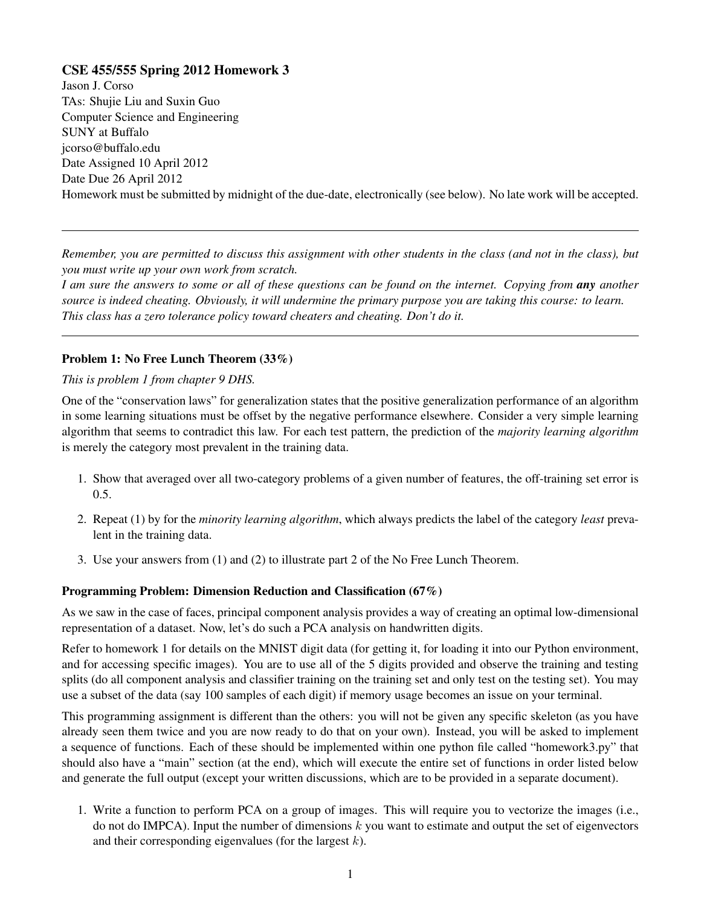**CSE 455/555 Spring 2012 Homework 3**
Jason J. Corso
TAs: Shujie Liu and Suxin Guo
Computer Science and Engineering
SUNY at Buffalo
jcorso@buffalo.edu
Date Assigned 10 April 2012
Date Due 26 April 2012
Homework must be submitted by midnight of the due-date, electronically (see below). No late work will be accepted.

---

*Remember, you are permitted to discuss this assignment with other students in the class (and not in the class), but you must write up your own work from scratch.*
*I am sure the answers to some or all of these questions can be found on the internet. Copying from **any** another source is indeed cheating. Obviously, it will undermine the primary purpose you are taking this course: to learn. This class has a zero tolerance policy toward cheaters and cheating. Don't do it.*

---

### Problem 1: No Free Lunch Theorem (33%)

*This is problem 1 from chapter 9 DHS.*

One of the "conservation laws" for generalization states that the positive generalization performance of an algorithm in some learning situations must be offset by the negative performance elsewhere. Consider a very simple learning algorithm that seems to contradict this law. For each test pattern, the prediction of the *majority learning algorithm* is merely the category most prevalent in the training data.

1. Show that averaged over all two-category problems of a given number of features, the off-training set error is 0.5.
2. Repeat (1) by for the *minority learning algorithm*, which always predicts the label of the category *least* prevalent in the training data.
3. Use your answers from (1) and (2) to illustrate part 2 of the No Free Lunch Theorem.

### Programming Problem: Dimension Reduction and Classification (67%)

As we saw in the case of faces, principal component analysis provides a way of creating an optimal low-dimensional representation of a dataset. Now, let's do such a PCA analysis on handwritten digits.

Refer to homework 1 for details on the MNIST digit data (for getting it, for loading it into our Python environment, and for accessing specific images). You are to use all of the 5 digits provided and observe the training and testing splits (do all component analysis and classifier training on the training set and only test on the testing set). You may use a subset of the data (say 100 samples of each digit) if memory usage becomes an issue on your terminal.

This programming assignment is different than the others: you will not be given any specific skeleton (as you have already seen them twice and you are now ready to do that on your own). Instead, you will be asked to implement a sequence of functions. Each of these should be implemented within one python file called "homework3.py" that should also have a "main" section (at the end), which will execute the entire set of functions in order listed below and generate the full output (except your written discussions, which are to be provided in a separate document).

1. Write a function to perform PCA on a group of images. This will require you to vectorize the images (i.e., do not do IMPCA). Input the number of dimensions $k$ you want to estimate and output the set of eigenvectors and their corresponding eigenvalues (for the largest $k$).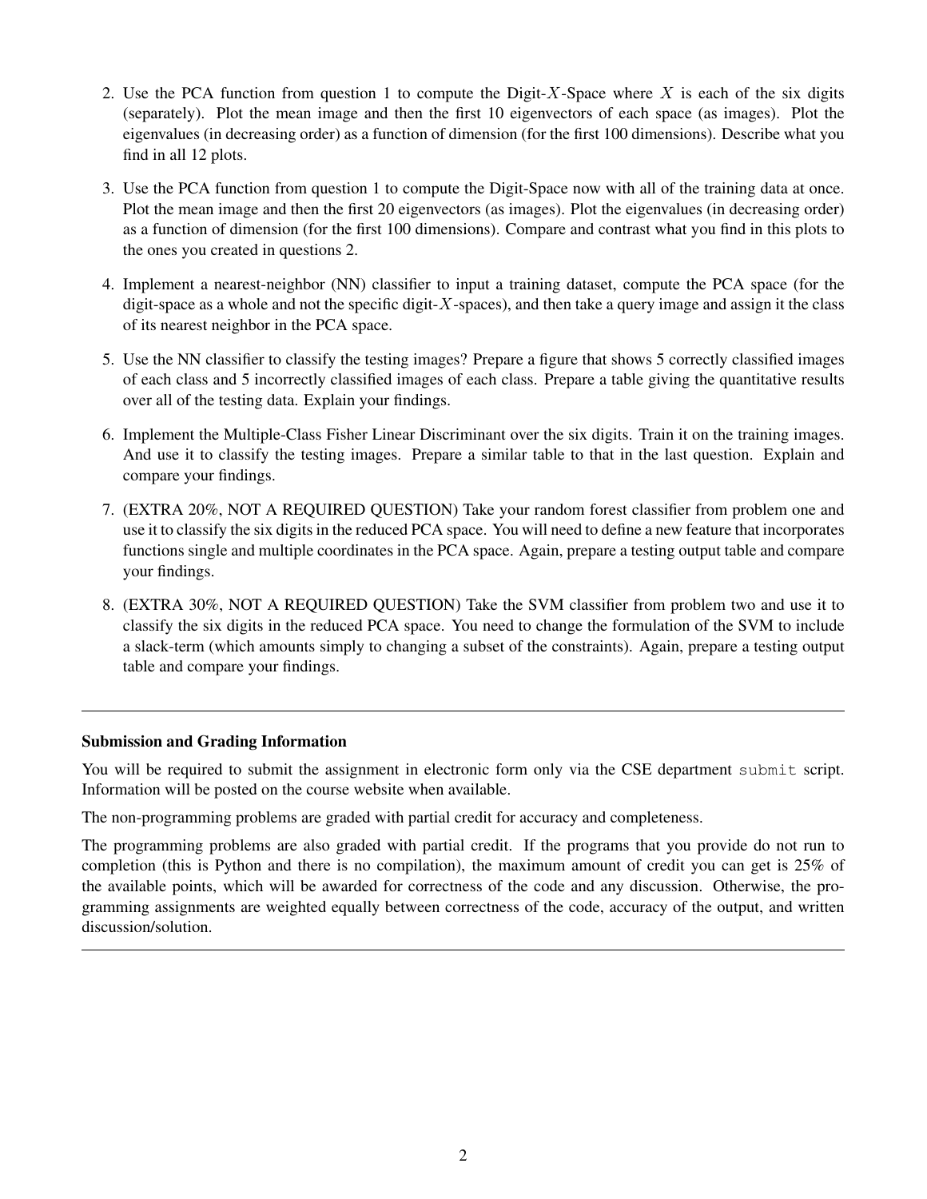2. Use the PCA function from question 1 to compute the Digit-$X$-Space where $X$ is each of the six digits (separately). Plot the mean image and then the first 10 eigenvectors of each space (as images). Plot the eigenvalues (in decreasing order) as a function of dimension (for the first 100 dimensions). Describe what you find in all 12 plots.

3. Use the PCA function from question 1 to compute the Digit-Space now with all of the training data at once. Plot the mean image and then the first 20 eigenvectors (as images). Plot the eigenvalues (in decreasing order) as a function of dimension (for the first 100 dimensions). Compare and contrast what you find in this plots to the ones you created in questions 2.

4. Implement a nearest-neighbor (NN) classifier to input a training dataset, compute the PCA space (for the digit-space as a whole and not the specific digit-$X$-spaces), and then take a query image and assign it the class of its nearest neighbor in the PCA space.

5. Use the NN classifier to classify the testing images? Prepare a figure that shows 5 correctly classified images of each class and 5 incorrectly classified images of each class. Prepare a table giving the quantitative results over all of the testing data. Explain your findings.

6. Implement the Multiple-Class Fisher Linear Discriminant over the six digits. Train it on the training images. And use it to classify the testing images. Prepare a similar table to that in the last question. Explain and compare your findings.

7. (EXTRA 20%, NOT A REQUIRED QUESTION) Take your random forest classifier from problem one and use it to classify the six digits in the reduced PCA space. You will need to define a new feature that incorporates functions single and multiple coordinates in the PCA space. Again, prepare a testing output table and compare your findings.

8. (EXTRA 30%, NOT A REQUIRED QUESTION) Take the SVM classifier from problem two and use it to classify the six digits in the reduced PCA space. You need to change the formulation of the SVM to include a slack-term (which amounts simply to changing a subset of the constraints). Again, prepare a testing output table and compare your findings.

---

**Submission and Grading Information**

You will be required to submit the assignment in electronic form only via the CSE department `submit` script. Information will be posted on the course website when available.

The non-programming problems are graded with partial credit for accuracy and completeness.

The programming problems are also graded with partial credit. If the programs that you provide do not run to completion (this is Python and there is no compilation), the maximum amount of credit you can get is 25% of the available points, which will be awarded for correctness of the code and any discussion. Otherwise, the programming assignments are weighted equally between correctness of the code, accuracy of the output, and written discussion/solution.

---